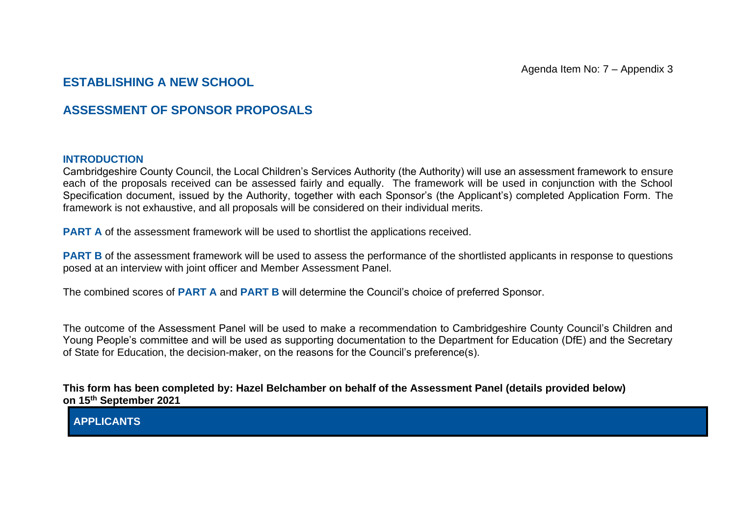Agenda Item No: 7 – Appendix 3

# ESTABLISHING A NEW SCHOOL

# ASSESSMENT OF SPONSOR PROPOSALS

## INTRODUCTION

Cambridgeshire County Council, the Local Children's Services Authority (the Authority) will use an assessment framework to ensure each of the proposals received can be assessed fairly and equally. The framework will be used in conjunction with the School Specification document, issued by the Authority, together with each Sponsor's (the Applicant's) completed Application Form. The framework is not exhaustive, and all proposals will be considered on their individual merits.

**PART A** of the assessment framework will be used to shortlist the applications received.

**PART B** of the assessment framework will be used to assess the performance of the shortlisted applicants in response to questions posed at an interview with joint officer and Member Assessment Panel.

The combined scores of **PART A** and **PART B** will determine the Council's choice of preferred Sponsor.

The outcome of the Assessment Panel will be used to make a recommendation to Cambridgeshire County Council's Children and Young People's committee and will be used as supporting documentation to the Department for Education (DfE) and the Secretary of State for Education, the decision-maker, on the reasons for the Council's preference(s).

**This form has been completed by: Hazel Belchamber on behalf of the Assessment Panel (details provided below) on 15th September 2021**

| APPLICANTS |
|---|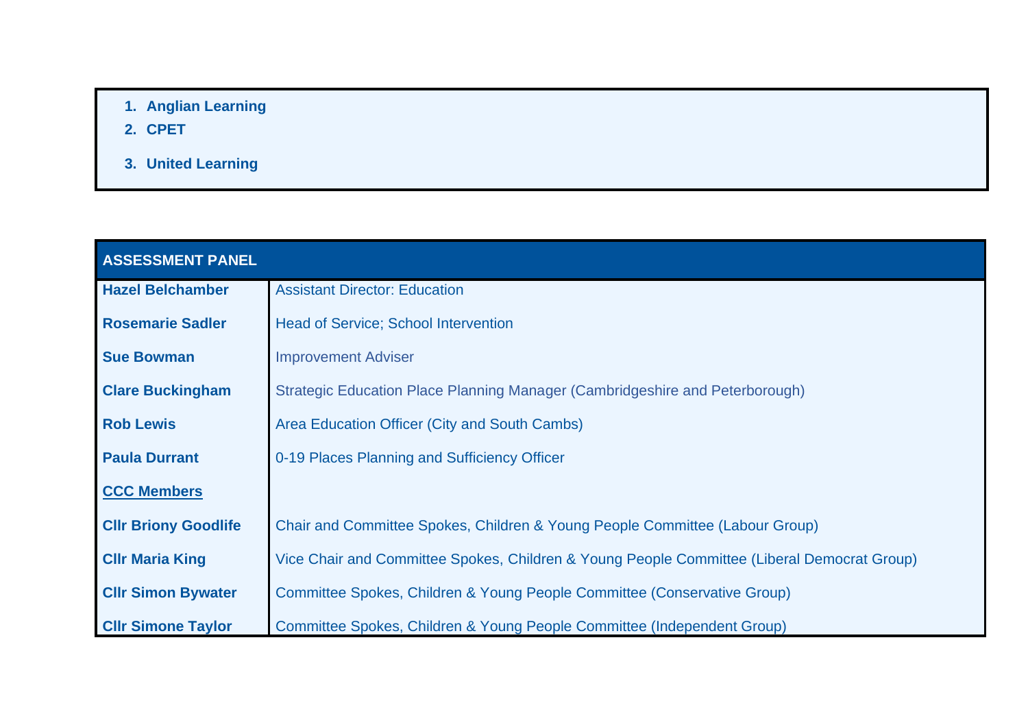1. **Anglian Learning**
2. **CPET**
3. **United Learning**

| ASSESSMENT PANEL | |
|---|---|
| **Hazel Belchamber** | Assistant Director: Education |
| **Rosemarie Sadler** | Head of Service; School Intervention |
| **Sue Bowman** | Improvement Adviser |
| **Clare Buckingham** | Strategic Education Place Planning Manager (Cambridgeshire and Peterborough) |
| **Rob Lewis** | Area Education Officer (City and South Cambs) |
| **Paula Durrant** | 0-19 Places Planning and Sufficiency Officer |
| **CCC Members** | |
| **Cllr Briony Goodlife** | Chair and Committee Spokes, Children & Young People Committee (Labour Group) |
| **Cllr Maria King** | Vice Chair and Committee Spokes, Children & Young People Committee (Liberal Democrat Group) |
| **Cllr Simon Bywater** | Committee Spokes, Children & Young People Committee (Conservative Group) |
| **Cllr Simone Taylor** | Committee Spokes, Children & Young People Committee (Independent Group) |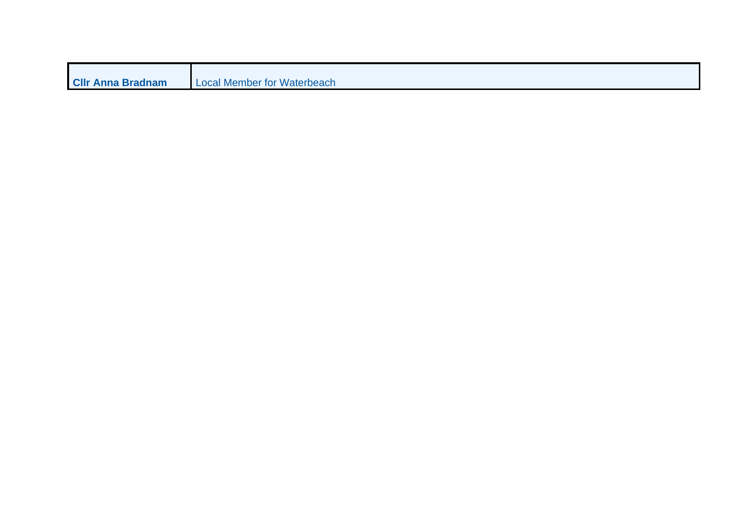| **Cllr Anna Bradnam** | Local Member for Waterbeach |
|---|---|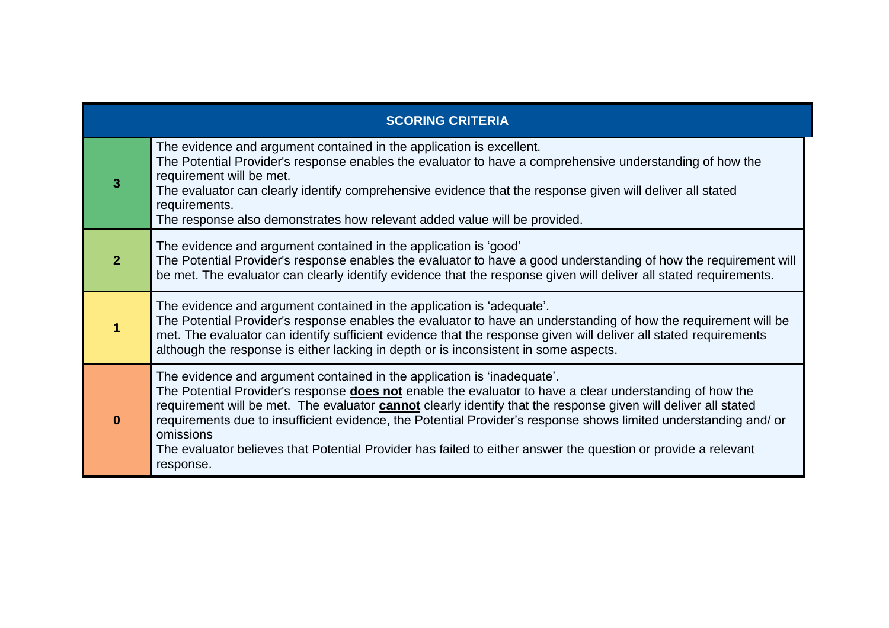| SCORING CRITERIA | |
|---|---|
| **3** | The evidence and argument contained in the application is excellent.<br>The Potential Provider's response enables the evaluator to have a comprehensive understanding of how the requirement will be met.<br>The evaluator can clearly identify comprehensive evidence that the response given will deliver all stated requirements.<br>The response also demonstrates how relevant added value will be provided. |
| **2** | The evidence and argument contained in the application is 'good'<br>The Potential Provider's response enables the evaluator to have a good understanding of how the requirement will be met. The evaluator can clearly identify evidence that the response given will deliver all stated requirements. |
| **1** | The evidence and argument contained in the application is 'adequate'.<br>The Potential Provider's response enables the evaluator to have an understanding of how the requirement will be met. The evaluator can identify sufficient evidence that the response given will deliver all stated requirements although the response is either lacking in depth or is inconsistent in some aspects. |
| **0** | The evidence and argument contained in the application is 'inadequate'.<br>The Potential Provider's response **does not** enable the evaluator to have a clear understanding of how the requirement will be met. The evaluator **cannot** clearly identify that the response given will deliver all stated requirements due to insufficient evidence, the Potential Provider's response shows limited understanding and/ or omissions<br>The evaluator believes that Potential Provider has failed to either answer the question or provide a relevant response. |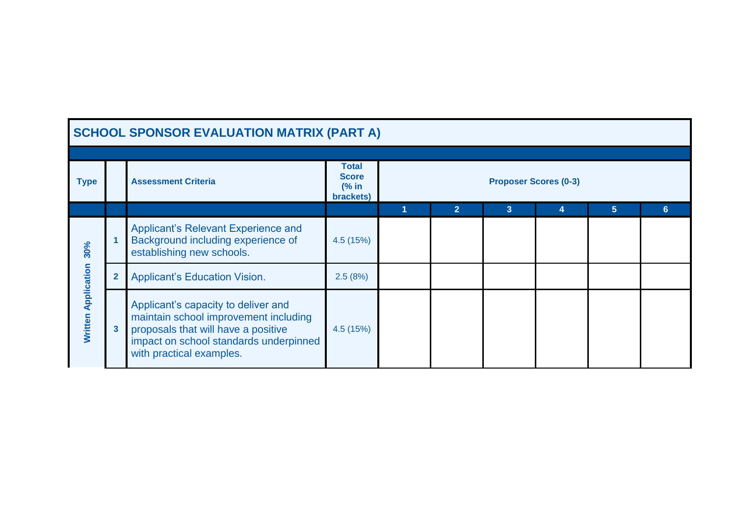## SCHOOL SPONSOR EVALUATION MATRIX (PART A)

| Type | | Assessment Criteria | Total Score (% in brackets) | Proposer Scores (0-3) | | | | | |
|---|---|---|---|---|---|---|---|---|---|
| | | | | 1 | 2 | 3 | 4 | 5 | 6 |
| Written Application 30% | 1 | Applicant's Relevant Experience and Background including experience of establishing new schools. | 4.5 (15%) | | | | | | |
| | 2 | Applicant's Education Vision. | 2.5 (8%) | | | | | | |
| | 3 | Applicant's capacity to deliver and maintain school improvement including proposals that will have a positive impact on school standards underpinned with practical examples. | 4.5 (15%) | | | | | | |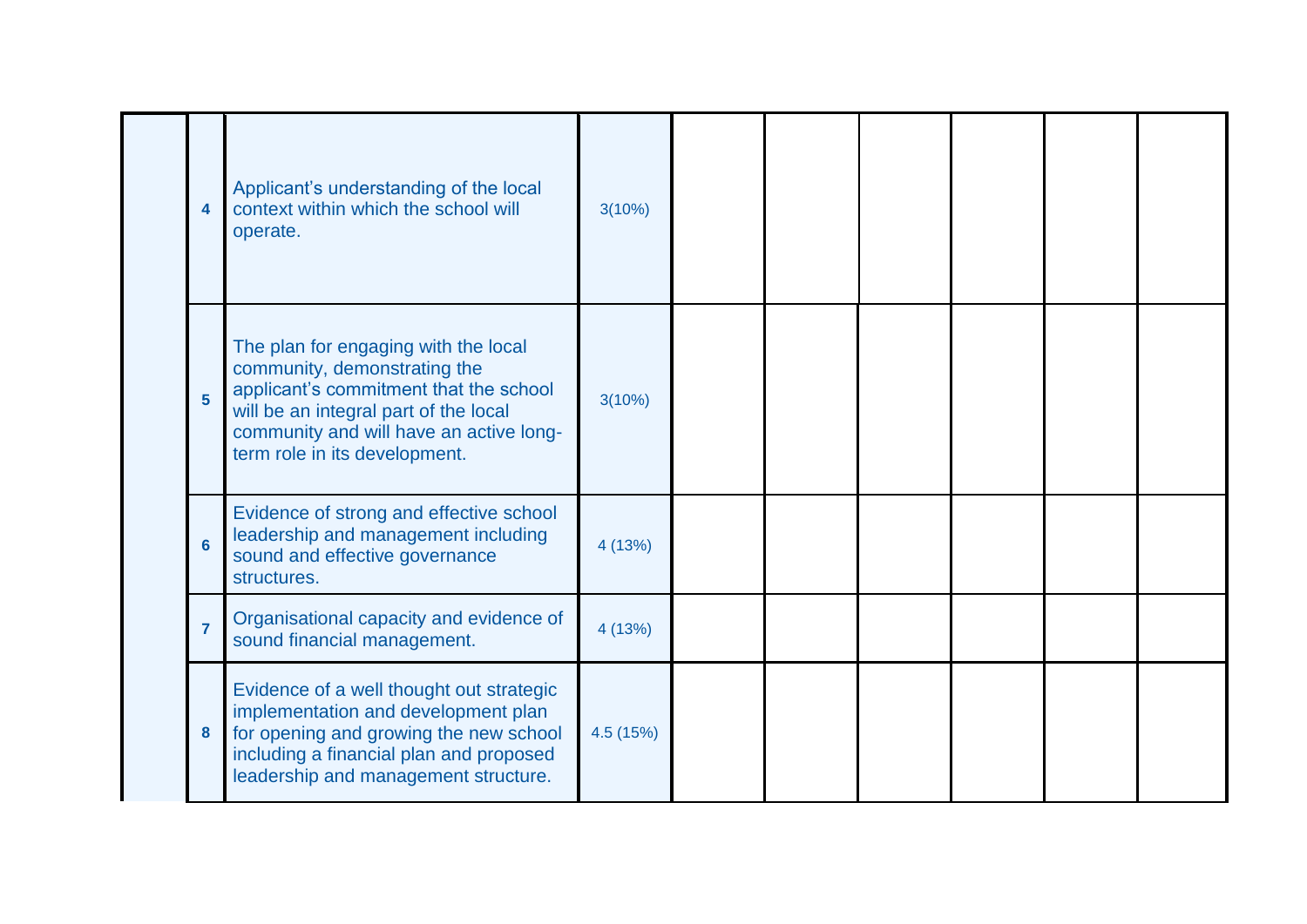| | | | | | | | | | |
|---|---|---|---|---|---|---|---|---|---|
| | 4 | Applicant's understanding of the local context within which the school will operate. | 3(10%) | | | | | | |
| | 5 | The plan for engaging with the local community, demonstrating the applicant's commitment that the school will be an integral part of the local community and will have an active long-term role in its development. | 3(10%) | | | | | | |
| | 6 | Evidence of strong and effective school leadership and management including sound and effective governance structures. | 4 (13%) | | | | | | |
| | 7 | Organisational capacity and evidence of sound financial management. | 4 (13%) | | | | | | |
| | 8 | Evidence of a well thought out strategic implementation and development plan for opening and growing the new school including a financial plan and proposed leadership and management structure. | 4.5 (15%) | | | | | | |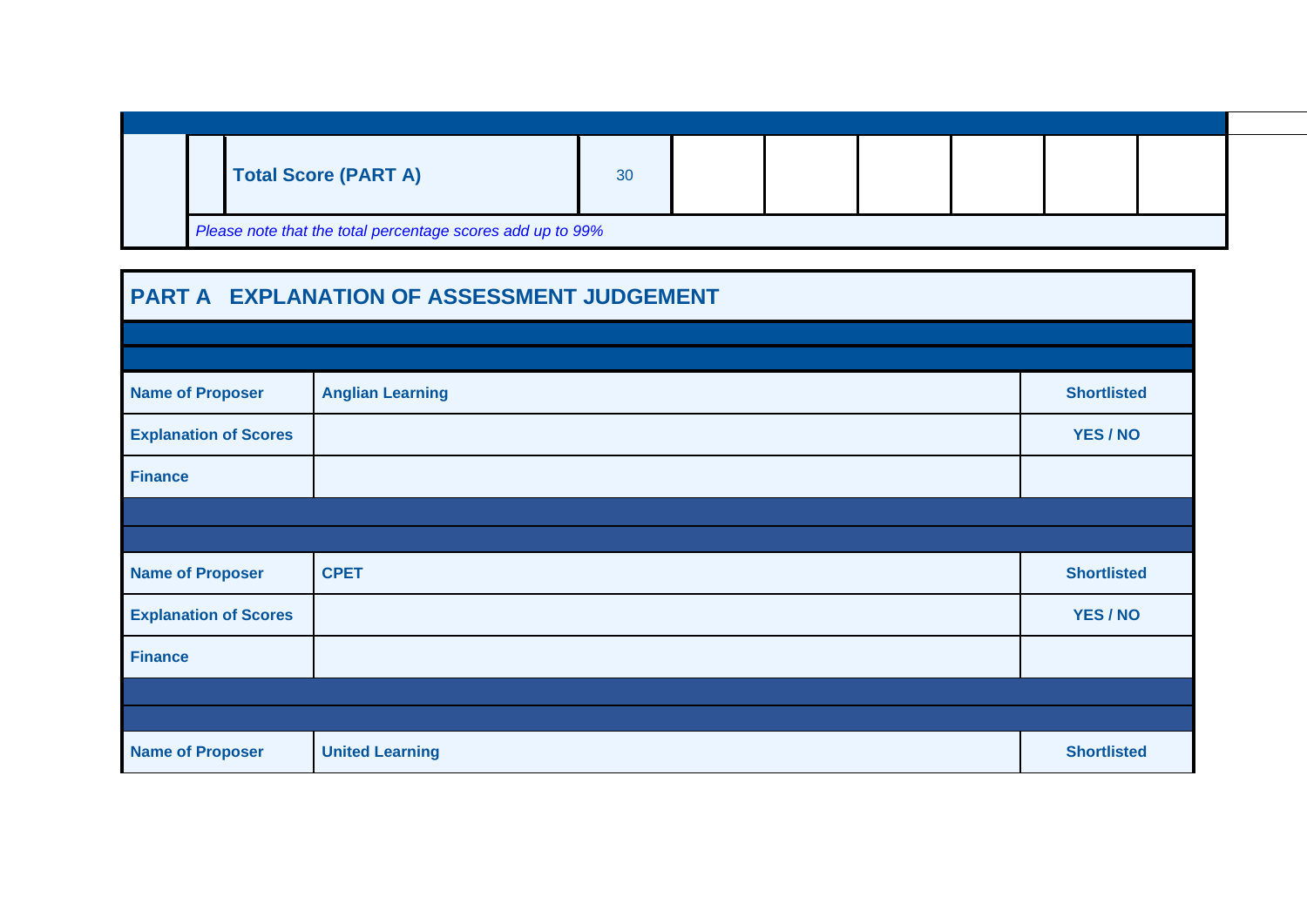| | | Total Score (PART A) | 30 | | | | | | |
|---|---|---|---|---|---|---|---|---|---|

*Please note that the total percentage scores add up to 99%*

## PART A EXPLANATION OF ASSESSMENT JUDGEMENT

| | | |
|---|---|---|
| **Name of Proposer** | **Anglian Learning** | **Shortlisted** |
| **Explanation of Scores** | | **YES / NO** |
| **Finance** | | |

| | | |
|---|---|---|
| **Name of Proposer** | **CPET** | **Shortlisted** |
| **Explanation of Scores** | | **YES / NO** |
| **Finance** | | |

| | | |
|---|---|---|
| **Name of Proposer** | **United Learning** | **Shortlisted** |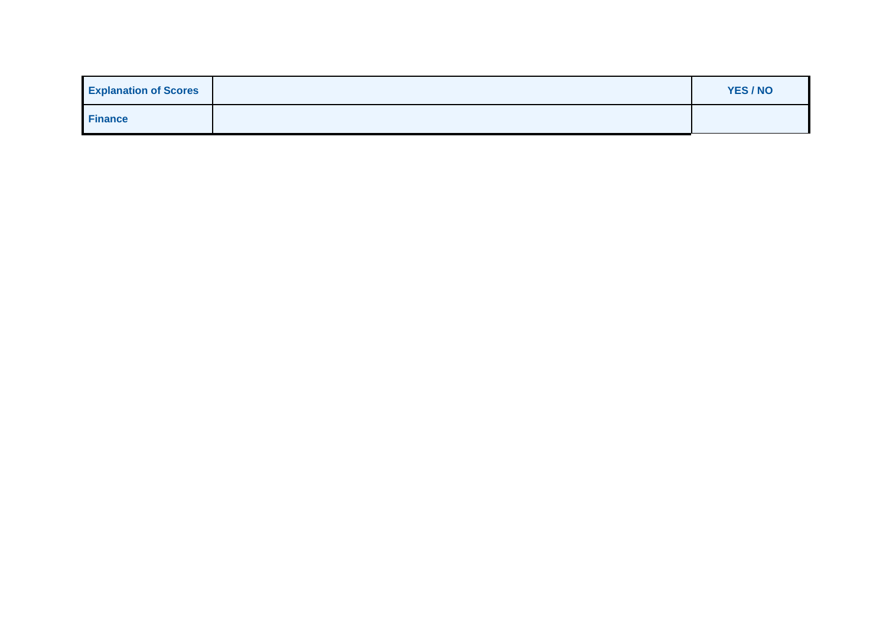| Explanation of Scores | | YES / NO |
|---|---|---|
| Finance | | |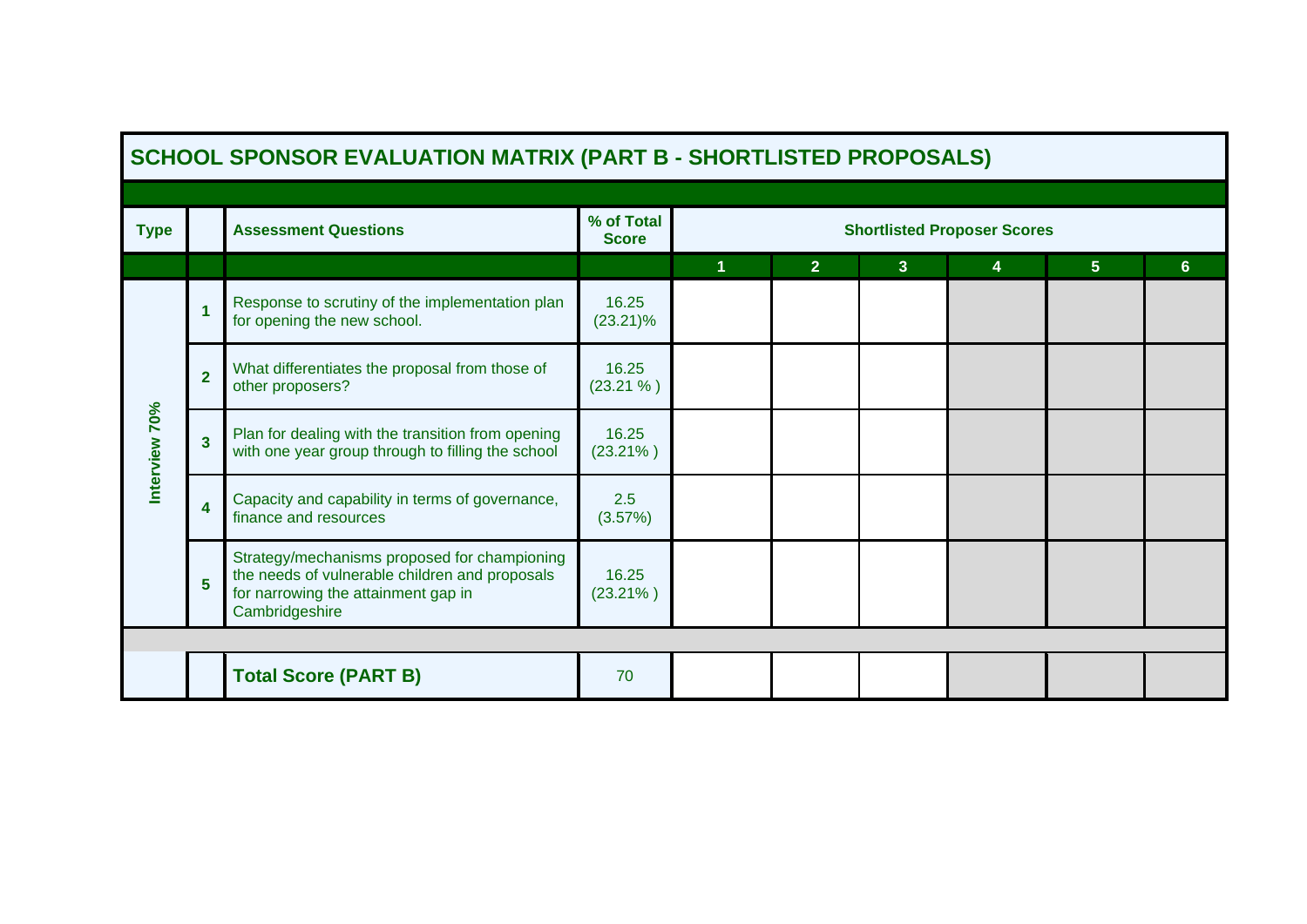## SCHOOL SPONSOR EVALUATION MATRIX (PART B - SHORTLISTED PROPOSALS)

| Type | | Assessment Questions | % of Total Score | Shortlisted Proposer Scores | | | | | |
|---|---|---|---|---|---|---|---|---|---|
| | | | | 1 | 2 | 3 | 4 | 5 | 6 |
| Interview 70% | 1 | Response to scrutiny of the implementation plan for opening the new school. | 16.25 (23.21)% | | | | | | |
| | 2 | What differentiates the proposal from those of other proposers? | 16.25 (23.21 % ) | | | | | | |
| | 3 | Plan for dealing with the transition from opening with one year group through to filling the school | 16.25 (23.21% ) | | | | | | |
| | 4 | Capacity and capability in terms of governance, finance and resources | 2.5 (3.57%) | | | | | | |
| | 5 | Strategy/mechanisms proposed for championing the needs of vulnerable children and proposals for narrowing the attainment gap in Cambridgeshire | 16.25 (23.21% ) | | | | | | |
| | | | | | | | | | |
| | | **Total Score (PART B)** | 70 | | | | | | |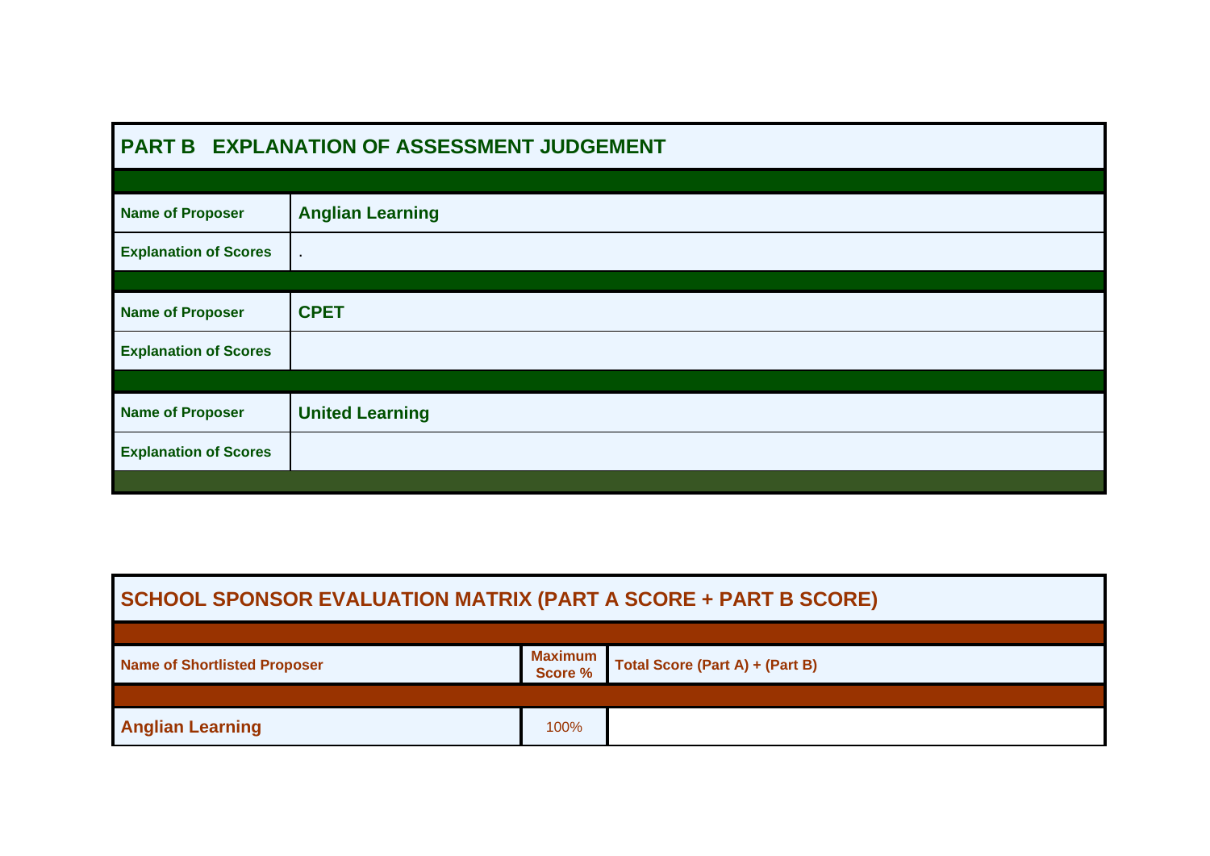## PART B EXPLANATION OF ASSESSMENT JUDGEMENT

| | |
|---|---|
| **Name of Proposer** | **Anglian Learning** |
| **Explanation of Scores** | . |
| **Name of Proposer** | **CPET** |
| **Explanation of Scores** | |
| **Name of Proposer** | **United Learning** |
| **Explanation of Scores** | |

## SCHOOL SPONSOR EVALUATION MATRIX (PART A SCORE + PART B SCORE)

| Name of Shortlisted Proposer | Maximum Score % | Total Score (Part A) + (Part B) |
|---|---|---|
| **Anglian Learning** | 100% | |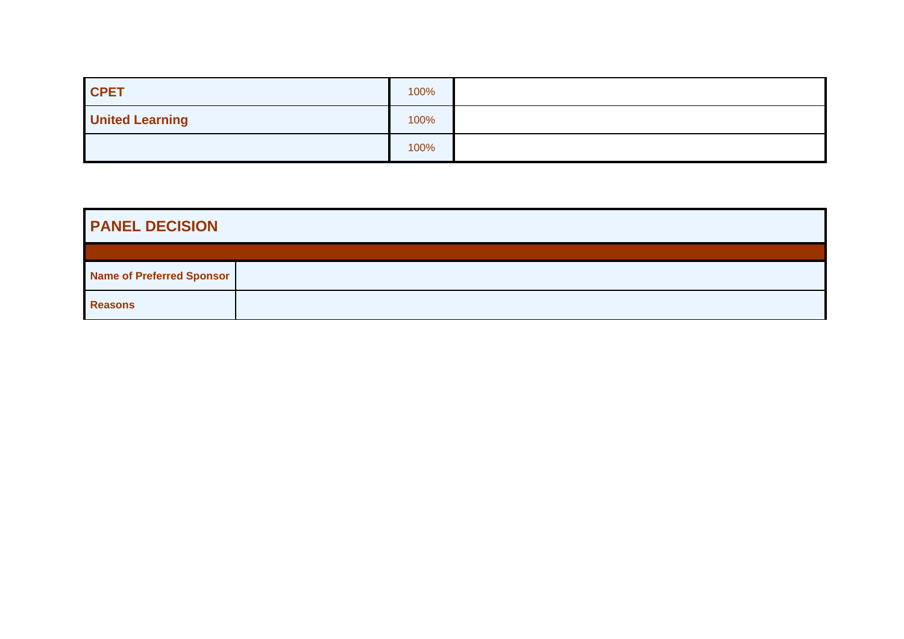| | | |
|---|---|---|
| **CPET** | 100% | |
| **United Learning** | 100% | |
| | 100% | |

| **PANEL DECISION** | |
|---|---|
| | |
| **Name of Preferred Sponsor** | |
| **Reasons** | |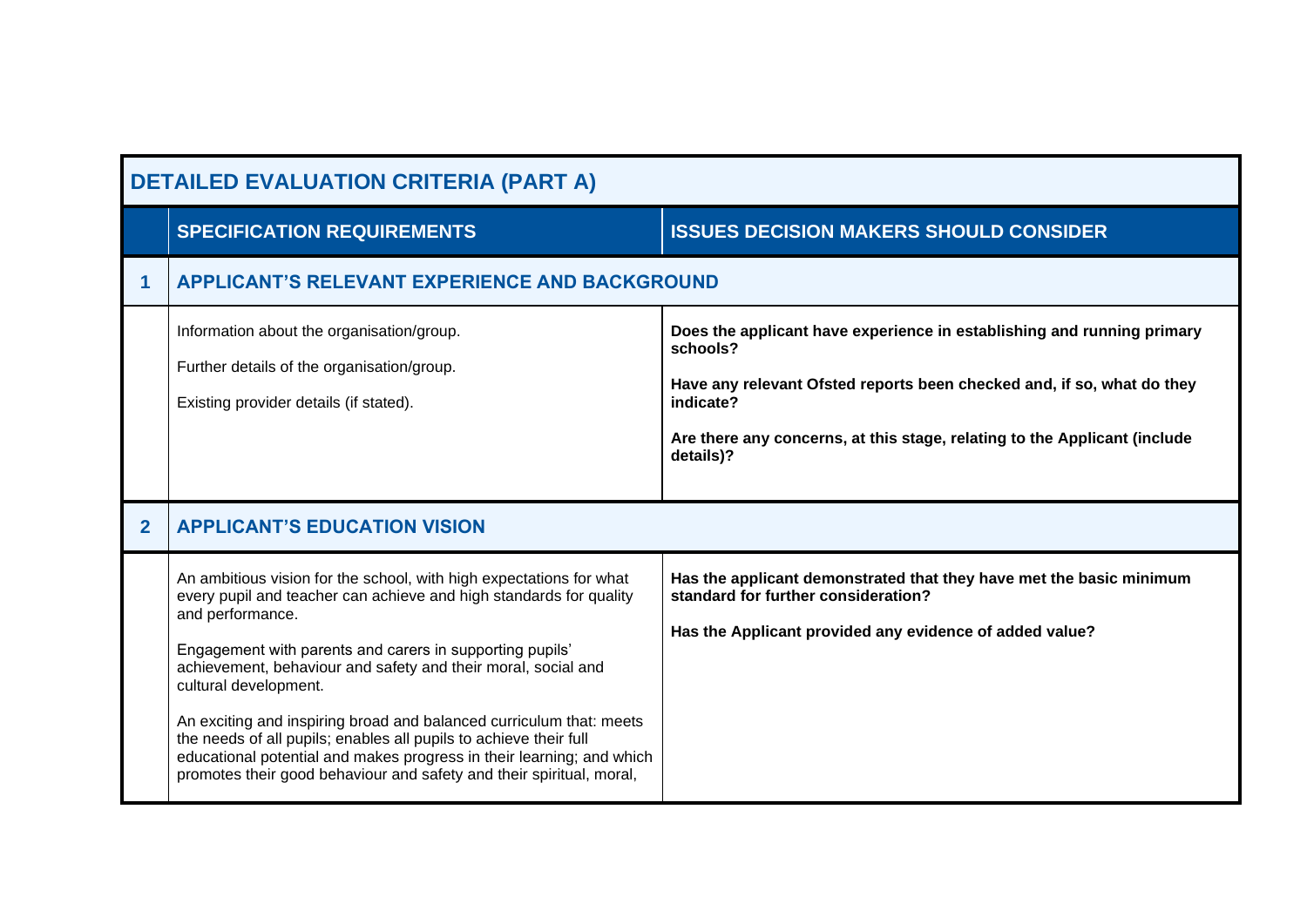| DETAILED EVALUATION CRITERIA (PART A) | | |
|---|---|---|
| | **SPECIFICATION REQUIREMENTS** | **ISSUES DECISION MAKERS SHOULD CONSIDER** |
| **1** | **APPLICANT'S RELEVANT EXPERIENCE AND BACKGROUND** | |
| | Information about the organisation/group.<br><br>Further details of the organisation/group.<br><br>Existing provider details (if stated). | **Does the applicant have experience in establishing and running primary schools?**<br><br>**Have any relevant Ofsted reports been checked and, if so, what do they indicate?**<br><br>**Are there any concerns, at this stage, relating to the Applicant (include details)?** |
| **2** | **APPLICANT'S EDUCATION VISION** | |
| | An ambitious vision for the school, with high expectations for what every pupil and teacher can achieve and high standards for quality and performance.<br><br>Engagement with parents and carers in supporting pupils' achievement, behaviour and safety and their moral, social and cultural development.<br><br>An exciting and inspiring broad and balanced curriculum that: meets the needs of all pupils; enables all pupils to achieve their full educational potential and makes progress in their learning; and which promotes their good behaviour and safety and their spiritual, moral, | **Has the applicant demonstrated that they have met the basic minimum standard for further consideration?**<br><br>**Has the Applicant provided any evidence of added value?** |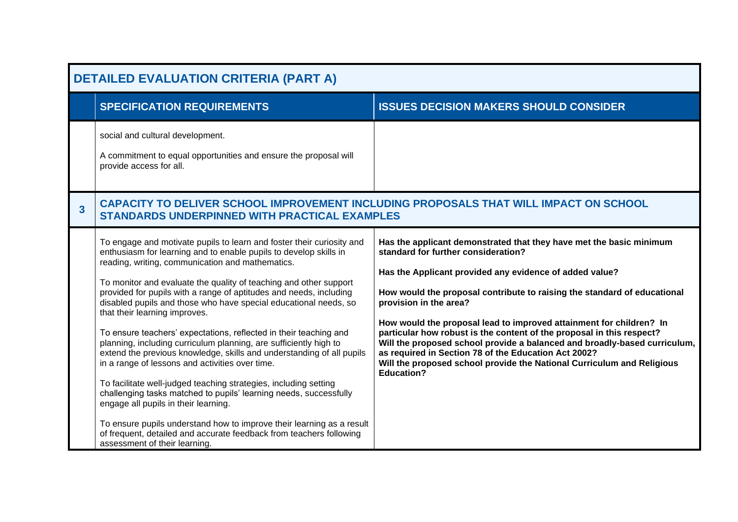## DETAILED EVALUATION CRITERIA (PART A)

| | SPECIFICATION REQUIREMENTS | ISSUES DECISION MAKERS SHOULD CONSIDER |
|---|---|---|
| | social and cultural development.<br><br>A commitment to equal opportunities and ensure the proposal will provide access for all. | |
| **3** | **CAPACITY TO DELIVER SCHOOL IMPROVEMENT INCLUDING PROPOSALS THAT WILL IMPACT ON SCHOOL STANDARDS UNDERPINNED WITH PRACTICAL EXAMPLES** | |
| | To engage and motivate pupils to learn and foster their curiosity and enthusiasm for learning and to enable pupils to develop skills in reading, writing, communication and mathematics.<br><br>To monitor and evaluate the quality of teaching and other support provided for pupils with a range of aptitudes and needs, including disabled pupils and those who have special educational needs, so that their learning improves.<br><br>To ensure teachers' expectations, reflected in their teaching and planning, including curriculum planning, are sufficiently high to extend the previous knowledge, skills and understanding of all pupils in a range of lessons and activities over time.<br><br>To facilitate well-judged teaching strategies, including setting challenging tasks matched to pupils' learning needs, successfully engage all pupils in their learning.<br><br>To ensure pupils understand how to improve their learning as a result of frequent, detailed and accurate feedback from teachers following assessment of their learning. | **Has the applicant demonstrated that they have met the basic minimum standard for further consideration?**<br><br>**Has the Applicant provided any evidence of added value?**<br><br>**How would the proposal contribute to raising the standard of educational provision in the area?**<br><br>**How would the proposal lead to improved attainment for children? In particular how robust is the content of the proposal in this respect?**<br>**Will the proposed school provide a balanced and broadly-based curriculum, as required in Section 78 of the Education Act 2002?**<br>**Will the proposed school provide the National Curriculum and Religious Education?** |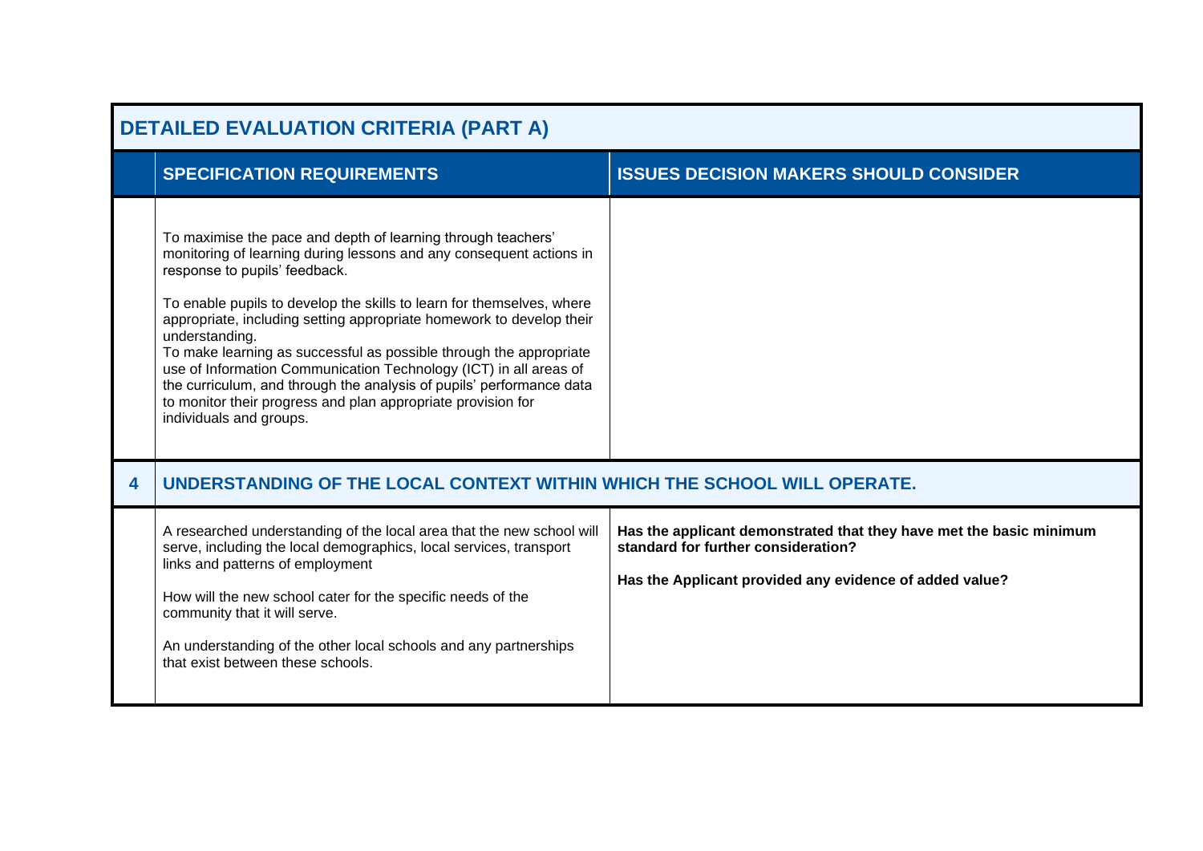| DETAILED EVALUATION CRITERIA (PART A) | | |
|---|---|---|
| | **SPECIFICATION REQUIREMENTS** | **ISSUES DECISION MAKERS SHOULD CONSIDER** |
| | To maximise the pace and depth of learning through teachers' monitoring of learning during lessons and any consequent actions in response to pupils' feedback.<br><br>To enable pupils to develop the skills to learn for themselves, where appropriate, including setting appropriate homework to develop their understanding.<br>To make learning as successful as possible through the appropriate use of Information Communication Technology (ICT) in all areas of the curriculum, and through the analysis of pupils' performance data to monitor their progress and plan appropriate provision for individuals and groups. | |
| **4** | **UNDERSTANDING OF THE LOCAL CONTEXT WITHIN WHICH THE SCHOOL WILL OPERATE.** | |
| | A researched understanding of the local area that the new school will serve, including the local demographics, local services, transport links and patterns of employment<br><br>How will the new school cater for the specific needs of the community that it will serve.<br><br>An understanding of the other local schools and any partnerships that exist between these schools. | **Has the applicant demonstrated that they have met the basic minimum standard for further consideration?**<br><br>**Has the Applicant provided any evidence of added value?** |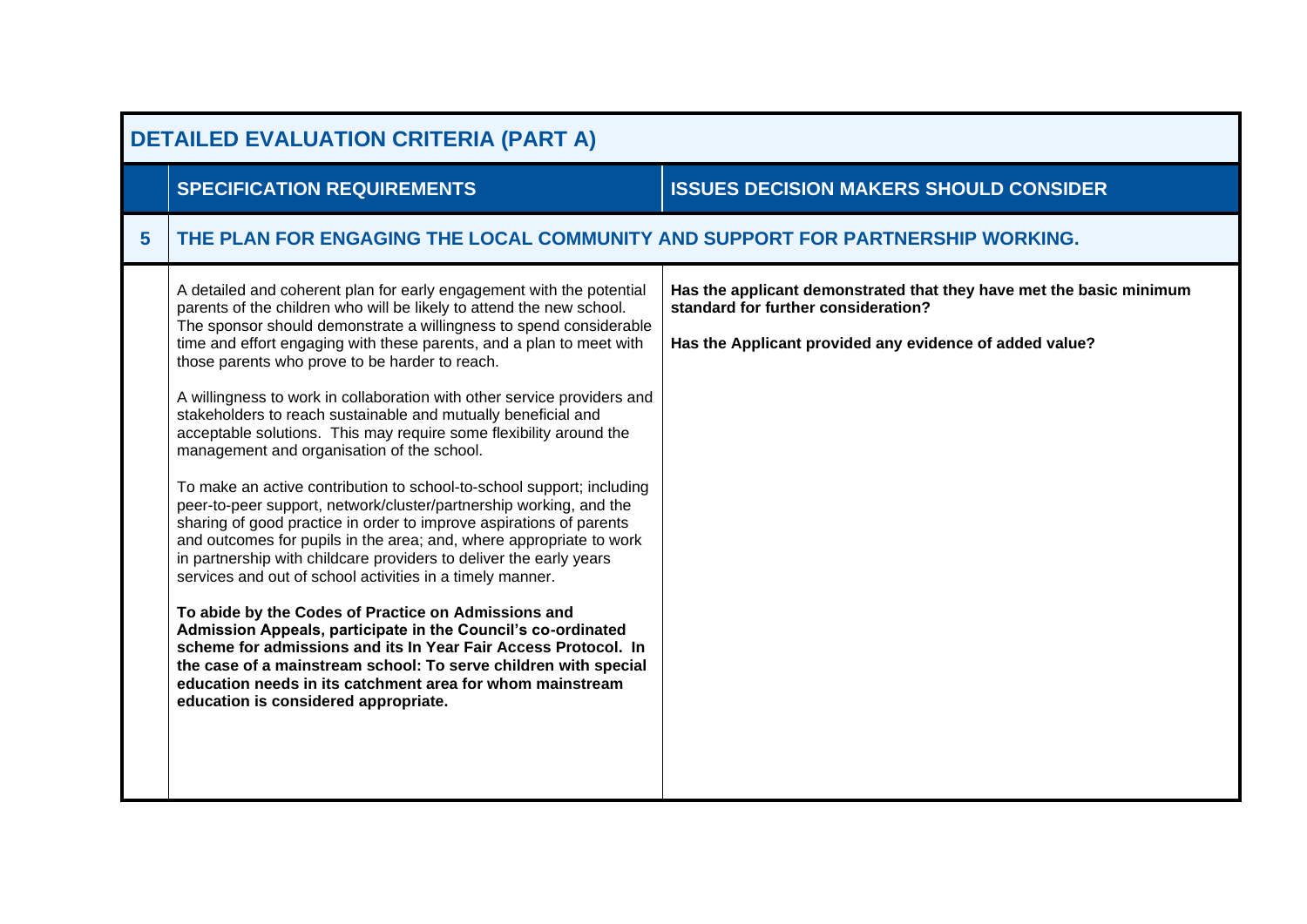| DETAILED EVALUATION CRITERIA (PART A) | | |
|---|---|---|
| | **SPECIFICATION REQUIREMENTS** | **ISSUES DECISION MAKERS SHOULD CONSIDER** |
| **5** | **THE PLAN FOR ENGAGING THE LOCAL COMMUNITY AND SUPPORT FOR PARTNERSHIP WORKING.** | |
| | A detailed and coherent plan for early engagement with the potential parents of the children who will be likely to attend the new school. The sponsor should demonstrate a willingness to spend considerable time and effort engaging with these parents, and a plan to meet with those parents who prove to be harder to reach.<br><br>A willingness to work in collaboration with other service providers and stakeholders to reach sustainable and mutually beneficial and acceptable solutions. This may require some flexibility around the management and organisation of the school.<br><br>To make an active contribution to school-to-school support; including peer-to-peer support, network/cluster/partnership working, and the sharing of good practice in order to improve aspirations of parents and outcomes for pupils in the area; and, where appropriate to work in partnership with childcare providers to deliver the early years services and out of school activities in a timely manner.<br><br>**To abide by the Codes of Practice on Admissions and Admission Appeals, participate in the Council's co-ordinated scheme for admissions and its In Year Fair Access Protocol. In the case of a mainstream school: To serve children with special education needs in its catchment area for whom mainstream education is considered appropriate.** | **Has the applicant demonstrated that they have met the basic minimum standard for further consideration?**<br><br>**Has the Applicant provided any evidence of added value?** |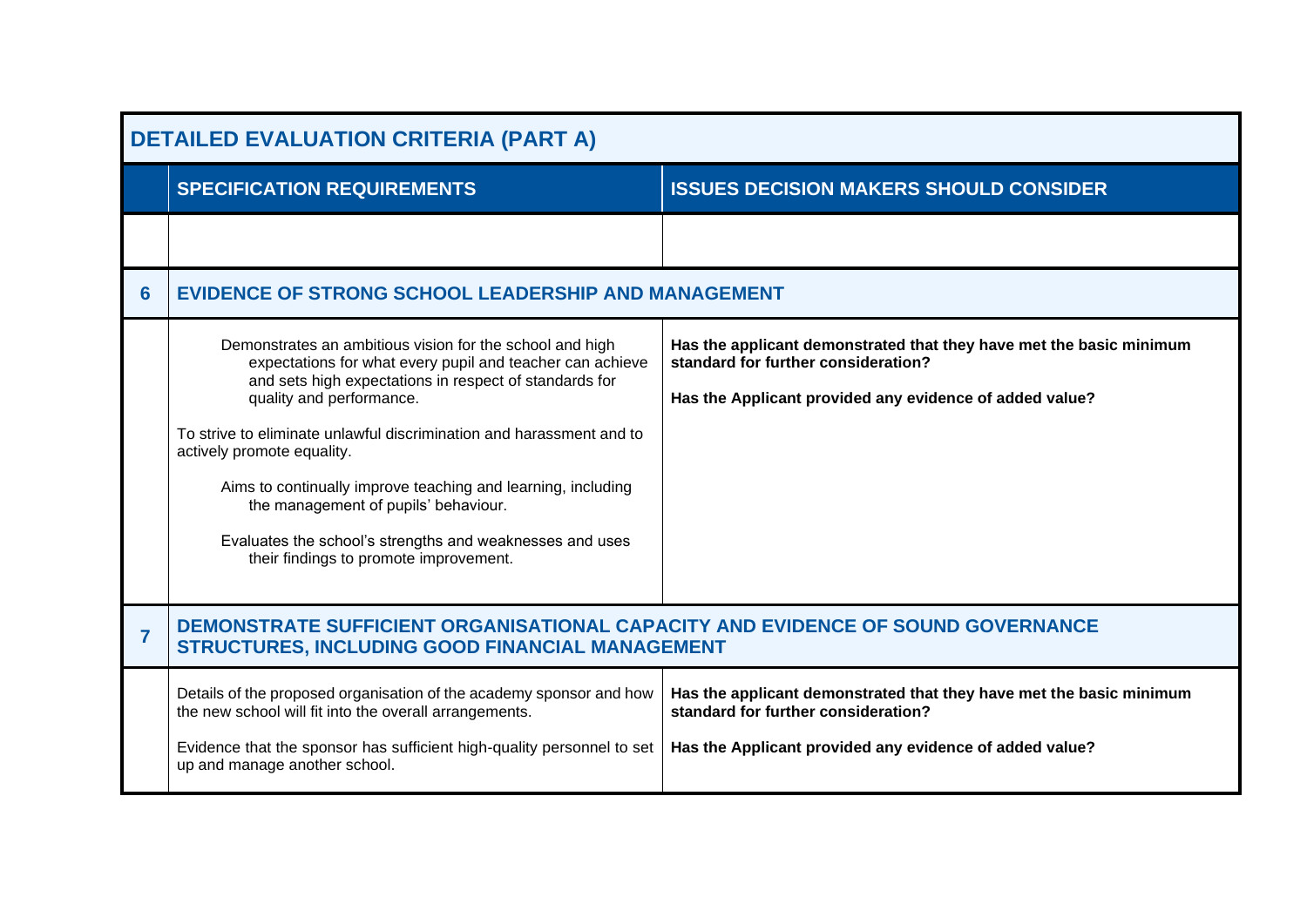| DETAILED EVALUATION CRITERIA (PART A) | | |
|---|---|---|
| | **SPECIFICATION REQUIREMENTS** | **ISSUES DECISION MAKERS SHOULD CONSIDER** |
| | | |
| **6** | **EVIDENCE OF STRONG SCHOOL LEADERSHIP AND MANAGEMENT** | |
| | Demonstrates an ambitious vision for the school and high expectations for what every pupil and teacher can achieve and sets high expectations in respect of standards for quality and performance.<br><br>To strive to eliminate unlawful discrimination and harassment and to actively promote equality.<br><br>Aims to continually improve teaching and learning, including the management of pupils' behaviour.<br><br>Evaluates the school's strengths and weaknesses and uses their findings to promote improvement. | **Has the applicant demonstrated that they have met the basic minimum standard for further consideration?**<br><br>**Has the Applicant provided any evidence of added value?** |
| **7** | **DEMONSTRATE SUFFICIENT ORGANISATIONAL CAPACITY AND EVIDENCE OF SOUND GOVERNANCE STRUCTURES, INCLUDING GOOD FINANCIAL MANAGEMENT** | |
| | Details of the proposed organisation of the academy sponsor and how the new school will fit into the overall arrangements.<br><br>Evidence that the sponsor has sufficient high-quality personnel to set up and manage another school. | **Has the applicant demonstrated that they have met the basic minimum standard for further consideration?**<br><br>**Has the Applicant provided any evidence of added value?** |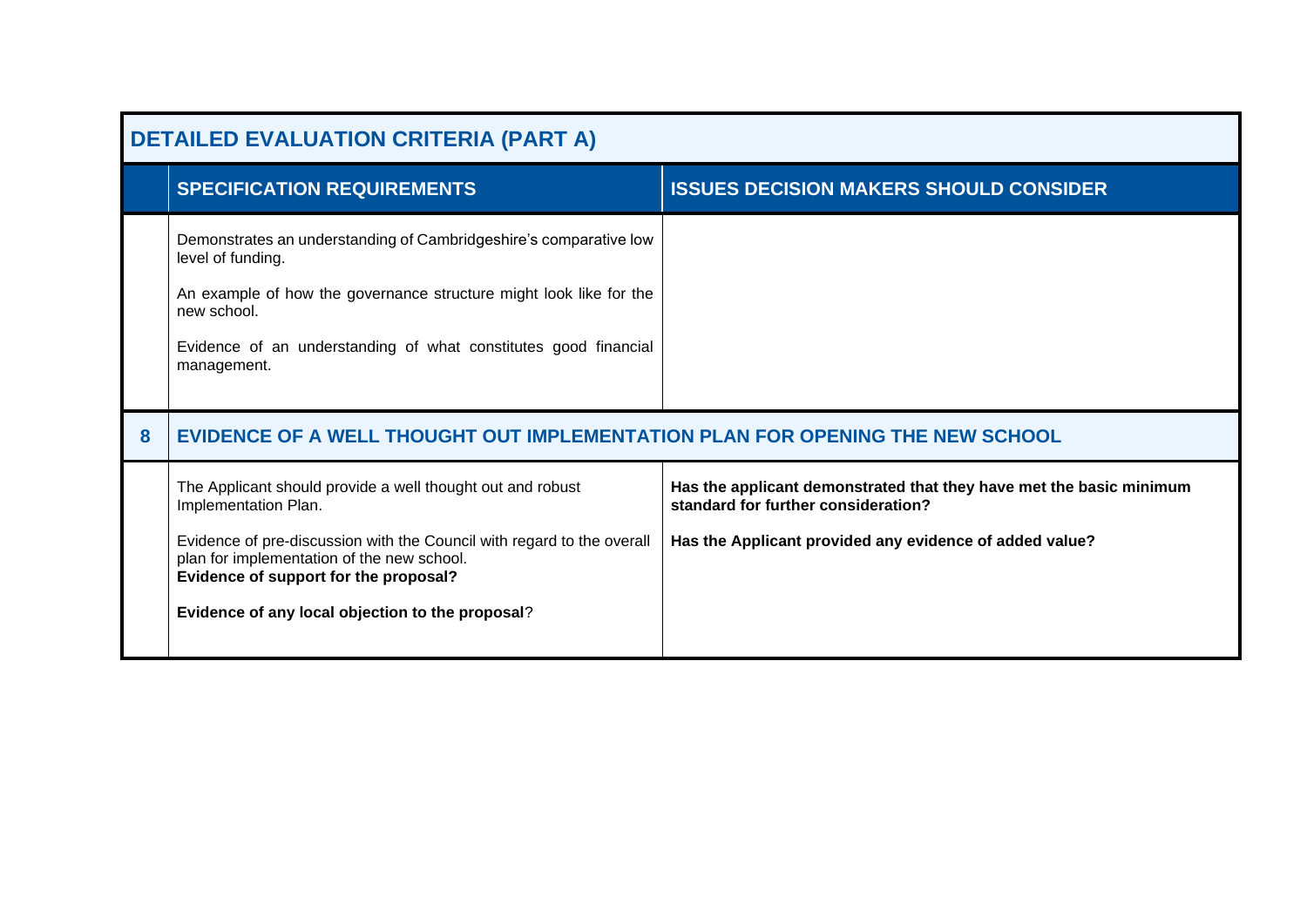## DETAILED EVALUATION CRITERIA (PART A)

| | SPECIFICATION REQUIREMENTS | ISSUES DECISION MAKERS SHOULD CONSIDER |
|---|---|---|
| | Demonstrates an understanding of Cambridgeshire's comparative low level of funding.<br><br>An example of how the governance structure might look like for the new school.<br><br>Evidence of an understanding of what constitutes good financial management. | |
| **8** | **EVIDENCE OF A WELL THOUGHT OUT IMPLEMENTATION PLAN FOR OPENING THE NEW SCHOOL** | |
| | The Applicant should provide a well thought out and robust Implementation Plan.<br><br>Evidence of pre-discussion with the Council with regard to the overall plan for implementation of the new school.<br>**Evidence of support for the proposal?**<br><br>**Evidence of any local objection to the proposal**? | **Has the applicant demonstrated that they have met the basic minimum standard for further consideration?**<br><br>**Has the Applicant provided any evidence of added value?** |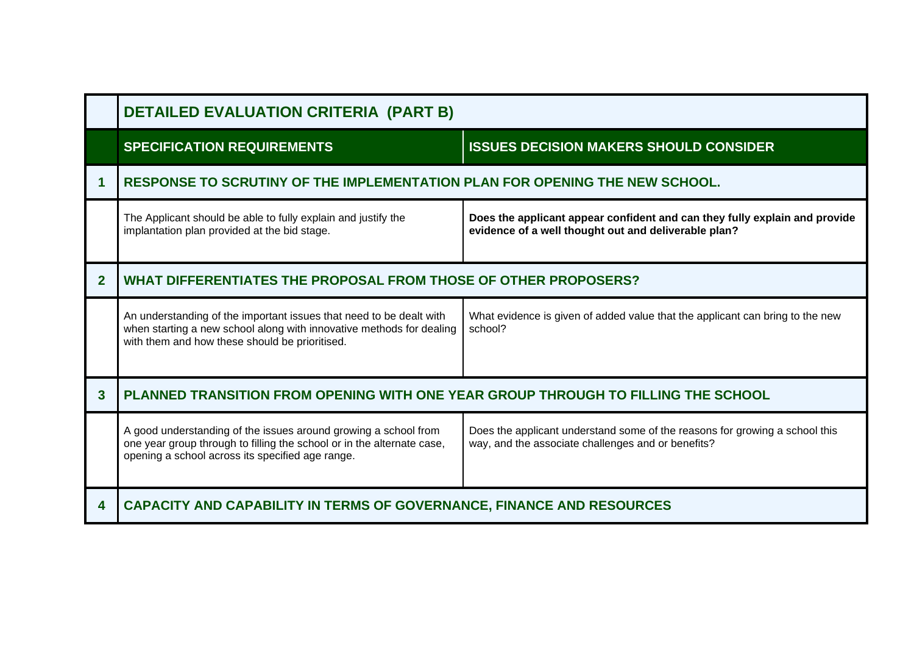| | DETAILED EVALUATION CRITERIA (PART B) | |
|---|---|---|
| | **SPECIFICATION REQUIREMENTS** | **ISSUES DECISION MAKERS SHOULD CONSIDER** |
| **1** | **RESPONSE TO SCRUTINY OF THE IMPLEMENTATION PLAN FOR OPENING THE NEW SCHOOL.** | |
| | The Applicant should be able to fully explain and justify the implantation plan provided at the bid stage. | **Does the applicant appear confident and can they fully explain and provide evidence of a well thought out and deliverable plan?** |
| **2** | **WHAT DIFFERENTIATES THE PROPOSAL FROM THOSE OF OTHER PROPOSERS?** | |
| | An understanding of the important issues that need to be dealt with when starting a new school along with innovative methods for dealing with them and how these should be prioritised. | What evidence is given of added value that the applicant can bring to the new school? |
| **3** | **PLANNED TRANSITION FROM OPENING WITH ONE YEAR GROUP THROUGH TO FILLING THE SCHOOL** | |
| | A good understanding of the issues around growing a school from one year group through to filling the school or in the alternate case, opening a school across its specified age range. | Does the applicant understand some of the reasons for growing a school this way, and the associate challenges and or benefits? |
| **4** | **CAPACITY AND CAPABILITY IN TERMS OF GOVERNANCE, FINANCE AND RESOURCES** | |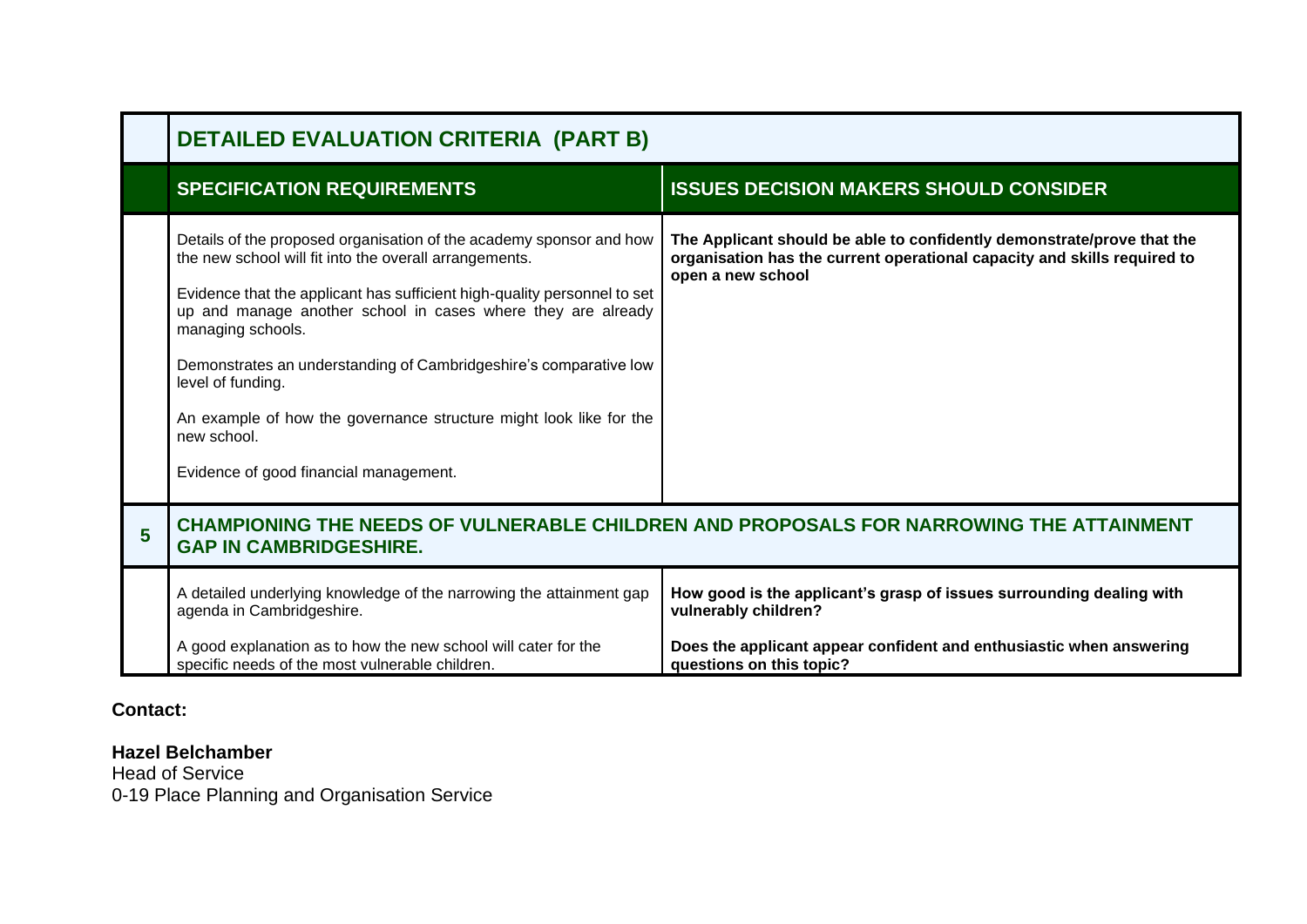| | DETAILED EVALUATION CRITERIA (PART B) | |
|---|---|---|
| | **SPECIFICATION REQUIREMENTS** | **ISSUES DECISION MAKERS SHOULD CONSIDER** |
| | Details of the proposed organisation of the academy sponsor and how the new school will fit into the overall arrangements.<br><br>Evidence that the applicant has sufficient high-quality personnel to set up and manage another school in cases where they are already managing schools.<br><br>Demonstrates an understanding of Cambridgeshire's comparative low level of funding.<br><br>An example of how the governance structure might look like for the new school.<br><br>Evidence of good financial management. | **The Applicant should be able to confidently demonstrate/prove that the organisation has the current operational capacity and skills required to open a new school** |
| **5** | **CHAMPIONING THE NEEDS OF VULNERABLE CHILDREN AND PROPOSALS FOR NARROWING THE ATTAINMENT GAP IN CAMBRIDGESHIRE.** | |
| | A detailed underlying knowledge of the narrowing the attainment gap agenda in Cambridgeshire.<br><br>A good explanation as to how the new school will cater for the specific needs of the most vulnerable children. | **How good is the applicant's grasp of issues surrounding dealing with vulnerably children?**<br><br>**Does the applicant appear confident and enthusiastic when answering questions on this topic?** |

**Contact:**

**Hazel Belchamber**
Head of Service
0-19 Place Planning and Organisation Service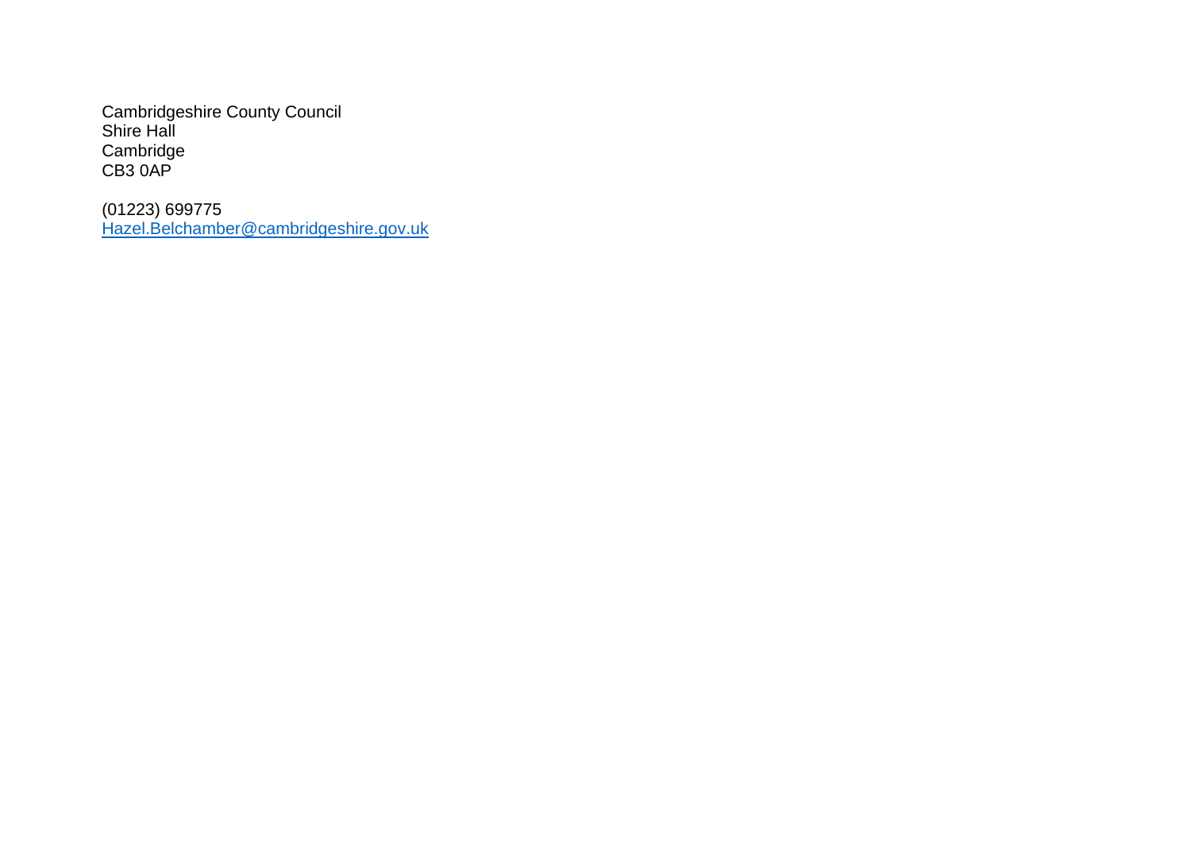Cambridgeshire County Council
Shire Hall
Cambridge
CB3 0AP

(01223) 699775
Hazel.Belchamber@cambridgeshire.gov.uk